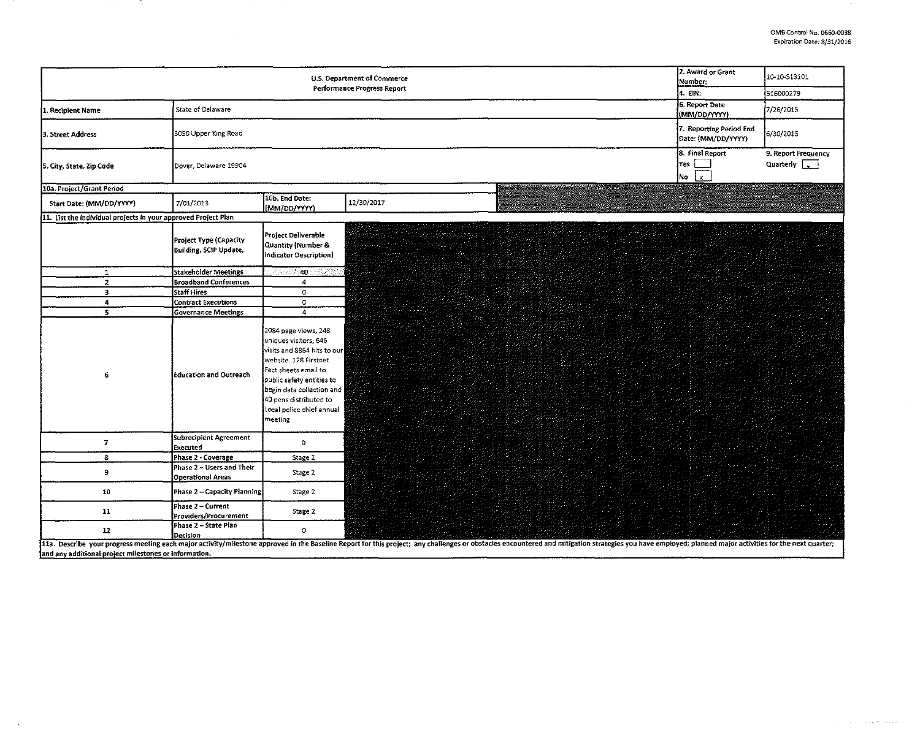OMB Control No. 0660-0038
Expiration Date: 8/31/2016

| U.S. Department of Commerce Performance Progress Report | | | | 2. Award or Grant Number: | 10-10-S13101 |
|---|---|---|---|---|---|
| | | | | 4. EIN: | 516000279 |
| 1. Recipient Name | State of Delaware | | | 6. Report Date (MM/DD/YYYY) | 7/26/2015 |
| 3. Street Address | 3050 Upper King Road | | | 7. Reporting Period End Date: (MM/DD/YYYY) | 6/30/2015 |
| 5. City, State, Zip Code | Dover, Delaware 19904 | | | 8. Final Report Yes [ ] No [x] | 9. Report Frequency Quarterly [x] |
| 10a. Project/Grant Period | | | | | |
| Start Date: (MM/DD/YYYY) | 7/01/2013 | 10b. End Date: (MM/DD/YYYY) | 12/30/2017 | | |

11. List the individual projects in your approved Project Plan

| | Project Type (Capacity Building, SCIP Update, | Project Deliverable Quantity (Number & Indicator Description) |
|---|---|---|
| 1 | Stakeholder Meetings | 40 |
| 2 | Broadband Conferences | 4 |
| 3 | Staff Hires | 0 |
| 4 | Contract Executions | 0 |
| 5 | Governance Meetings | 4 |
| 6 | Education and Outreach | 2084 page views, 248 uniques visitors, 646 visits and 8864 hits to our website. 128 Firstnet Fact sheets email to public safety entities to begin data collection and 40 pens distributed to Local police chief annual meeting |
| 7 | Subrecipient Agreement Executed | 0 |
| 8 | Phase 2 - Coverage | Stage 2 |
| 9 | Phase 2 – Users and Their Operational Areas | Stage 2 |
| 10 | Phase 2 – Capacity Planning | Stage 2 |
| 11 | Phase 2 – Current Providers/Procurement | Stage 2 |
| 12 | Phase 2 – State Plan Decision | 0 |

11a. Describe your progress meeting each major activity/milestone approved in the Baseline Report for this project; any challenges or obstacles encountered and mitigation strategies you have employed; planned major activities for the next quarter; and any additional project milestones or information.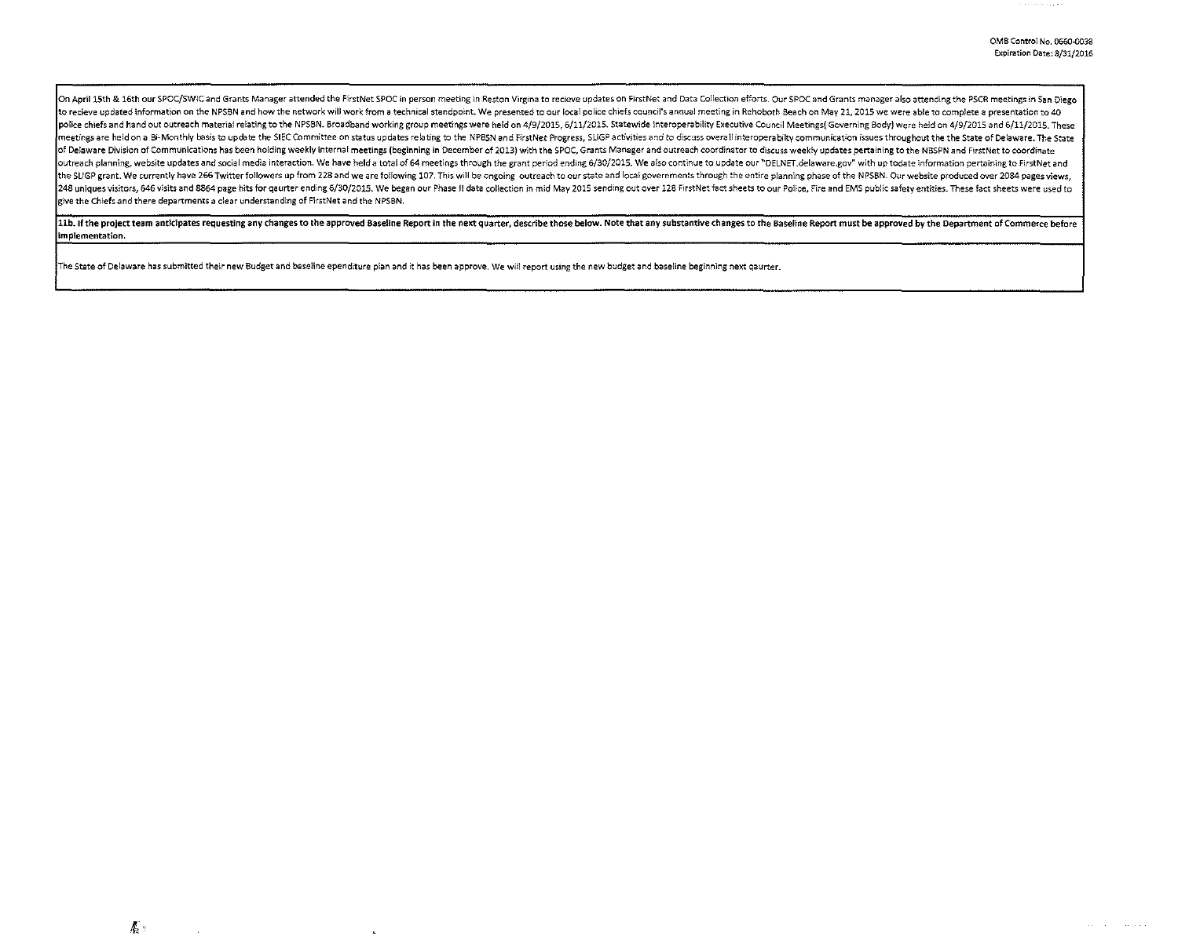On April 15th & 16th our SPOC/SWIC and Grants Manager attended the FirstNet SPOC in person meeting in Reston Virgina to recieve updates on FirstNet and Data Collection efforts. Our SPOC and Grants manager also attending the PSCR meetings in San Diego to recieve updated information on the NPSBN and how the network will work from a technical standpoint. We presented to our local police chiefs council's annual meeting in Rehoboth Beach on May 21, 2015 we were able to complete a presentation to 40 police chiefs and hand out outreach material relating to the NPSBN. Broadband working group meetings were held on 4/9/2015, 6/11/2015. Statewide Interoperability Executive Council Meetings( Governing Body) were held on 4/9/2015 and 6/11/2015. These meetings are held on a Bi-Monthly basis to update the SIEC Committee on status updates relating to the NPBSN and FirstNet Progress, SLIGP activities and to discuss overall interoperabilty communication issues throughout the the State of Delaware. The State of Delaware Division of Communications has been holding weekly internal meetings (beginning in December of 2013) with the SPOC, Grants Manager and outreach coordinator to discuss weekly updates pertaining to the NBSPN and FirstNet to coordinate outreach planning, website updates and social media interaction. We have held a total of 64 meetings through the grant period ending 6/30/2015. We also continue to update our "DELNET.delaware.gov" with up todate information pertaining to FirstNet and the SLIGP grant. We currently have 266 Twitter followers up from 228 and we are following 107. This will be ongoing outreach to our state and local governments through the entire planning phase of the NPSBN. Our website produced over 2084 pages views, 248 uniques visitors, 646 visits and 8864 page hits for qaurter ending 6/30/2015. We began our Phase II data collection in mid May 2015 sending out over 128 FirstNet fact sheets to our Police, Fire and EMS public safety entities. These fact sheets were used to give the Chiefs and there departments a clear understanding of FirstNet and the NPSBN.

**11b. If the project team anticipates requesting any changes to the approved Baseline Report in the next quarter, describe those below. Note that any substantive changes to the Baseline Report must be approved by the Department of Commerce before implementation.**

The State of Delaware has submitted their new Budget and baseline ependiture plan and it has been approve. We will report using the new budget and baseline beginning next qaurter.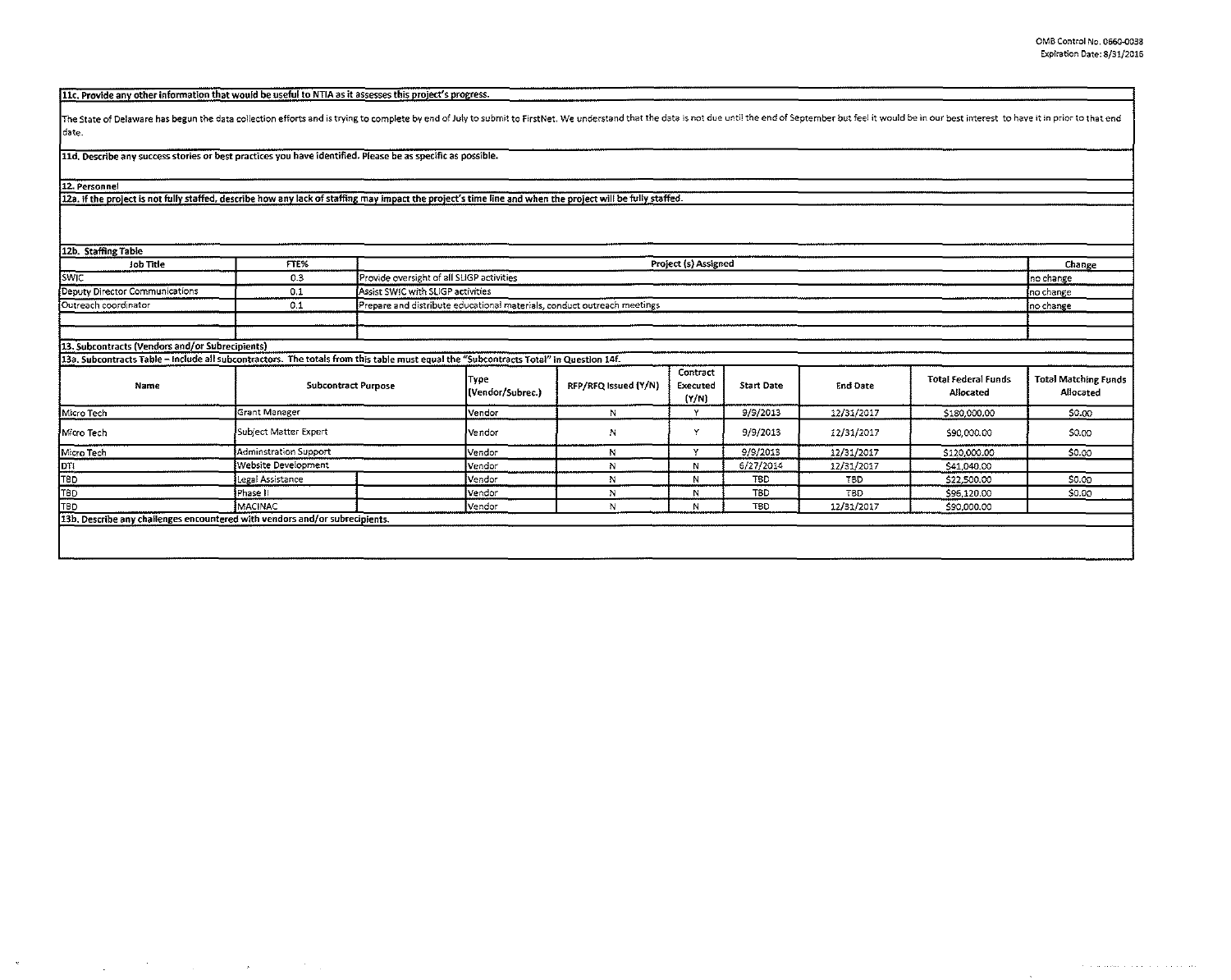**11c. Provide any other information that would be useful to NTIA as it assesses this project's progress.**

The State of Delaware has begun the data collection efforts and is trying to complete by end of July to submit to FirstNet. We understand that the data is not due until the end of September but feel it would be in our best interest to have it in prior to that end date.

**11d. Describe any success stories or best practices you have identified. Please be as specific as possible.**

**12. Personnel**

**12a. If the project is not fully staffed, describe how any lack of staffing may impact the project's time line and when the project will be fully staffed.**

**12b. Staffing Table**

| Job Title | FTE% | Project (s) Assigned | Change |
|---|---|---|---|
| SWIC | 0.3 | Provide oversight of all SLIGP activities | no change |
| Deputy Director Communications | 0.1 | Assist SWIC with SLIGP activities | no change |
| Outreach coordinator | 0.1 | Prepare and distribute educational materials, conduct outreach meetings | no change |
| | | | |
| | | | |

**13. Subcontracts (Vendors and/or Subrecipients)**

**13a. Subcontracts Table – Include all subcontractors. The totals from this table must equal the "Subcontracts Total" in Question 14f.**

| Name | Subcontract Purpose | Type (Vendor/Subrec.) | RFP/RFQ Issued (Y/N) | Contract Executed (Y/N) | Start Date | End Date | Total Federal Funds Allocated | Total Matching Funds Allocated |
|---|---|---|---|---|---|---|---|---|
| Micro Tech | Grant Manager | Vendor | N | Y | 9/9/2013 | 12/31/2017 | $180,000.00 | $0.00 |
| Micro Tech | Subject Matter Expert | Vendor | N | Y | 9/9/2013 | 12/31/2017 | $90,000.00 | $0.00 |
| Micro Tech | Adminstration Support | Vendor | N | Y | 9/9/2013 | 12/31/2017 | $120,000.00 | $0.00 |
| DTI | Website Development | Vendor | N | N | 6/27/2014 | 12/31/2017 | $41,040.00 | |
| TBD | Legal Assistance | Vendor | N | N | TBD | TBD | $22,500.00 | $0.00 |
| TBD | Phase II | Vendor | N | N | TBD | TBD | $96,120.00 | $0.00 |
| TBD | MACINAC | Vendor | N | N | TBD | 12/31/2017 | $90,000.00 | |

**13b. Describe any challenges encountered with vendors and/or subrecipients.**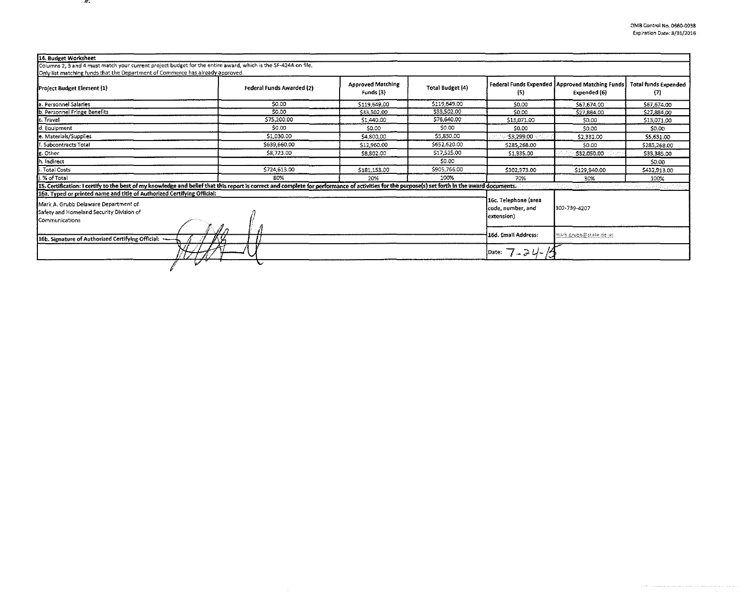OMB Control No. 0660-0038
Expiration Date: 8/31/2016

| 14. Budget Worksheet | | | | | | |
|---|---|---|---|---|---|---|
| Columns 2, 3 and 4 must match your current project budget for the entire award, which is the SF-424A on file. Only list matching funds that the Department of Commerce has already approved. | | | | | | |
| Project Budget Element (1) | Federal Funds Awarded (2) | Approved Matching Funds (3) | Total Budget (4) | Federal Funds Expended (5) | Approved Matching Funds Expended (6) | Total funds Expended (7) |
| a. Personnel Salaries | $0.00 | $119,649.00 | $119,649.00 | $0.00 | $67,674.00 | $67,674.00 |
| b. Personnel Fringe Benefits | $0.00 | $33,502.00 | $33,502.00 | $0.00 | $27,884.00 | $27,884.00 |
| c. Travel | $75,200.00 | $1,440.00 | $76,640.00 | $13,071.00 | $0.00 | $13,071.00 |
| d. Equipment | $0.00 | $0.00 | $0.00 | $0.00 | $0.00 | $0.00 |
| e. Materials/Supplies | $1,030.00 | $4,800.00 | $5,830.00 | $3,299.00 | $2,332.00 | $5,631.00 |
| f. Subcontracts Total | $639,660.00 | $12,960.00 | $652,620.00 | $285,268.00 | $0.00 | $285,268.00 |
| g. Other | $8,723.00 | $8,802.00 | $17,525.00 | $1,335.00 | $32,050.00 | $33,385.00 |
| h. Indirect | | | $0.00 | | | $0.00 |
| i. Total Costs | $724,613.00 | $181,153.00 | $905,766.00 | $302,973.00 | $129,940.00 | $432,913.00 |
| j. % of Total | 80% | 20% | 100% | 70% | 30% | 100% |

15. Certification: I certify to the best of my knowledge and belief that this report is correct and complete for performance of activities for the purpose(s) set forth in the award documents.

| | | |
|---|---|---|
| 16a. Typed or printed name and title of Authorized Certifying Official: Mark A. Grubb Delaware Department of Safety and Homeland Security Division of Communications | 16c. Telephone (area code, number, and extension) | 302-739-4207 |
| 16b. Signature of Authorized Certifying Official: | 16d. Email Address: | mark.grubb@state.de.us |
| | Date: 7-24-15 | |